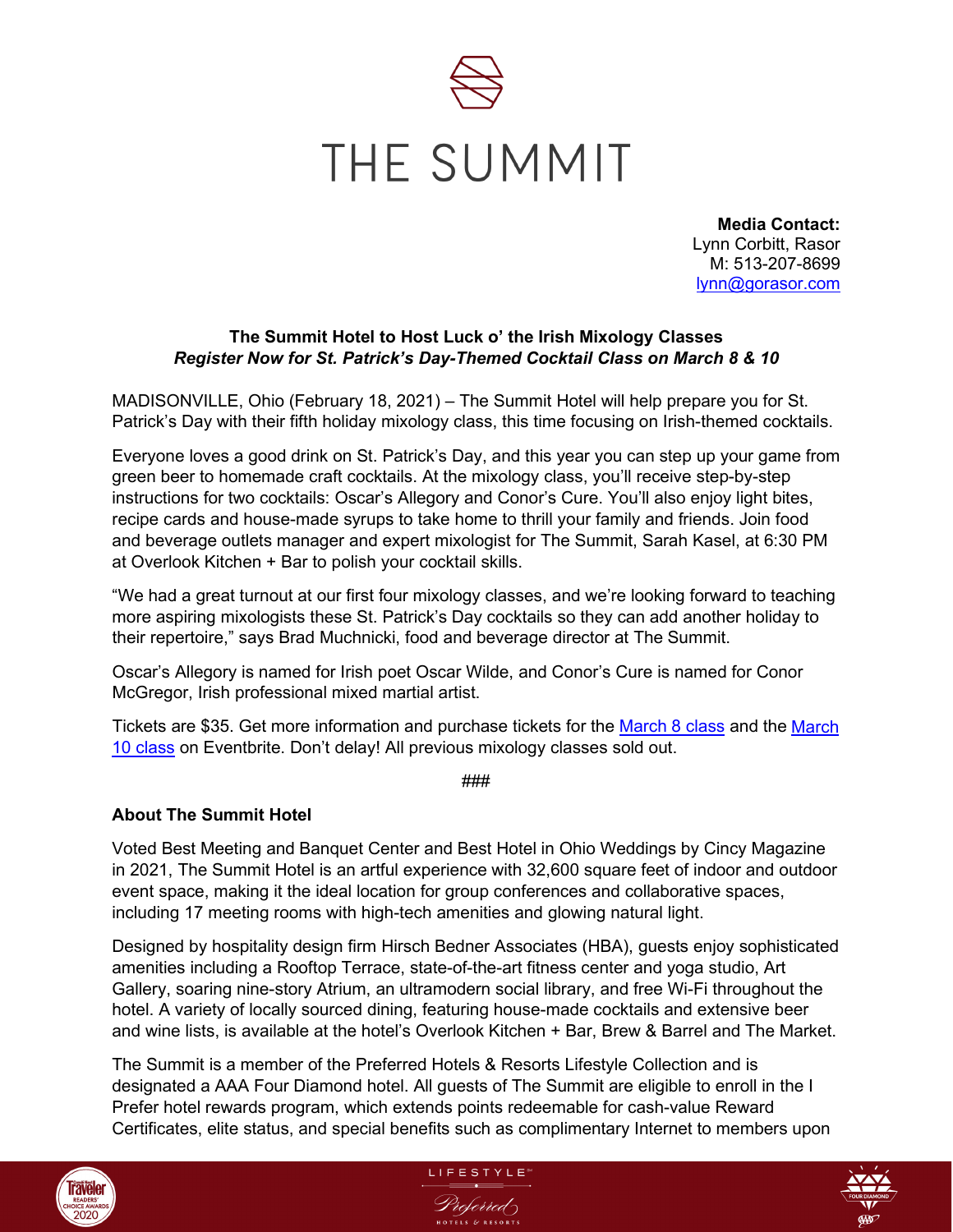# THE SUMMIT

**Media Contact:**
Lynn Corbitt, Rasor
M: 513-207-8699
lynn@gorasor.com

**The Summit Hotel to Host Luck o' the Irish Mixology Classes**
***Register Now for St. Patrick's Day-Themed Cocktail Class on March 8 & 10***

MADISONVILLE, Ohio (February 18, 2021) – The Summit Hotel will help prepare you for St. Patrick's Day with their fifth holiday mixology class, this time focusing on Irish-themed cocktails.

Everyone loves a good drink on St. Patrick's Day, and this year you can step up your game from green beer to homemade craft cocktails. At the mixology class, you'll receive step-by-step instructions for two cocktails: Oscar's Allegory and Conor's Cure. You'll also enjoy light bites, recipe cards and house-made syrups to take home to thrill your family and friends. Join food and beverage outlets manager and expert mixologist for The Summit, Sarah Kasel, at 6:30 PM at Overlook Kitchen + Bar to polish your cocktail skills.

"We had a great turnout at our first four mixology classes, and we're looking forward to teaching more aspiring mixologists these St. Patrick's Day cocktails so they can add another holiday to their repertoire," says Brad Muchnicki, food and beverage director at The Summit.

Oscar's Allegory is named for Irish poet Oscar Wilde, and Conor's Cure is named for Conor McGregor, Irish professional mixed martial artist.

Tickets are $35. Get more information and purchase tickets for the March 8 class and the March 10 class on Eventbrite. Don't delay! All previous mixology classes sold out.

###

**About The Summit Hotel**

Voted Best Meeting and Banquet Center and Best Hotel in Ohio Weddings by Cincy Magazine in 2021, The Summit Hotel is an artful experience with 32,600 square feet of indoor and outdoor event space, making it the ideal location for group conferences and collaborative spaces, including 17 meeting rooms with high-tech amenities and glowing natural light.

Designed by hospitality design firm Hirsch Bedner Associates (HBA), guests enjoy sophisticated amenities including a Rooftop Terrace, state-of-the-art fitness center and yoga studio, Art Gallery, soaring nine-story Atrium, an ultramodern social library, and free Wi-Fi throughout the hotel. A variety of locally sourced dining, featuring house-made cocktails and extensive beer and wine lists, is available at the hotel's Overlook Kitchen + Bar, Brew & Barrel and The Market.

The Summit is a member of the Preferred Hotels & Resorts Lifestyle Collection and is designated a AAA Four Diamond hotel. All guests of The Summit are eligible to enroll in the I Prefer hotel rewards program, which extends points redeemable for cash-value Reward Certificates, elite status, and special benefits such as complimentary Internet to members upon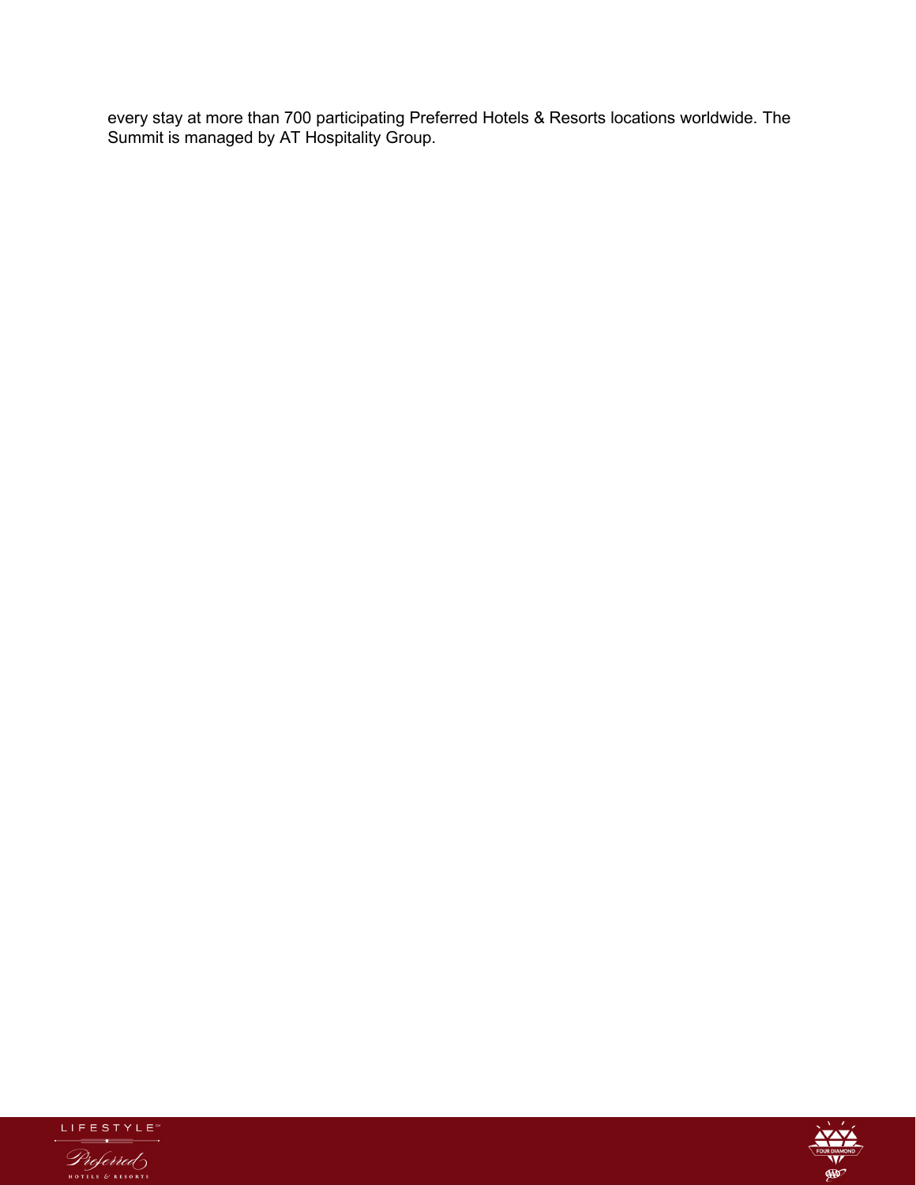every stay at more than 700 participating Preferred Hotels & Resorts locations worldwide. The Summit is managed by AT Hospitality Group.